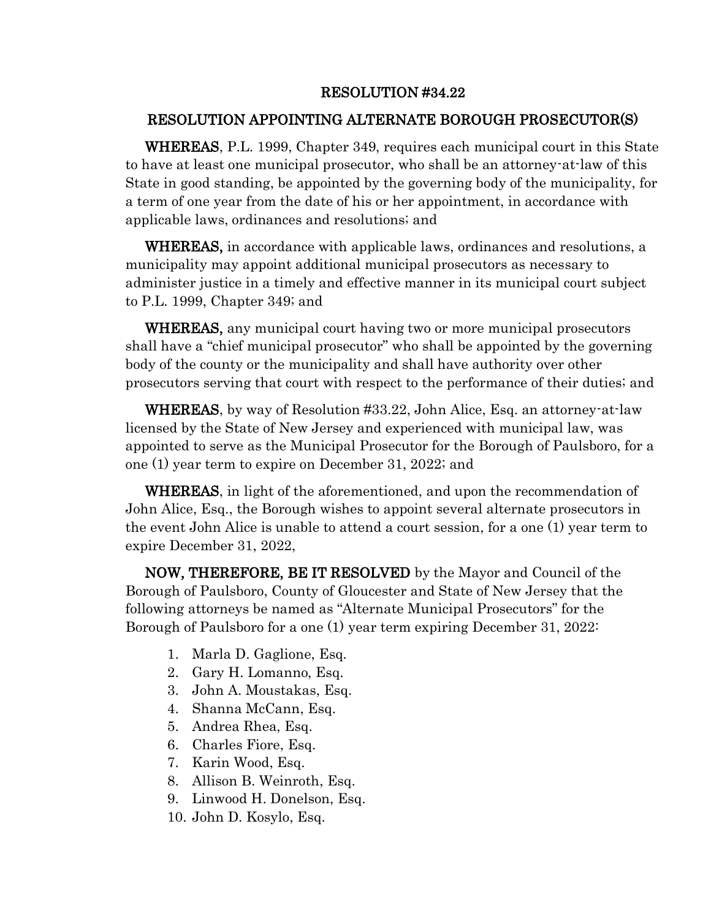## RESOLUTION #34.22

## RESOLUTION APPOINTING ALTERNATE BOROUGH PROSECUTOR(S)

**WHEREAS**, P.L. 1999, Chapter 349, requires each municipal court in this State to have at least one municipal prosecutor, who shall be an attorney-at-law of this State in good standing, be appointed by the governing body of the municipality, for a term of one year from the date of his or her appointment, in accordance with applicable laws, ordinances and resolutions; and

**WHEREAS,** in accordance with applicable laws, ordinances and resolutions, a municipality may appoint additional municipal prosecutors as necessary to administer justice in a timely and effective manner in its municipal court subject to P.L. 1999, Chapter 349; and

**WHEREAS,** any municipal court having two or more municipal prosecutors shall have a "chief municipal prosecutor" who shall be appointed by the governing body of the county or the municipality and shall have authority over other prosecutors serving that court with respect to the performance of their duties; and

**WHEREAS**, by way of Resolution #33.22, John Alice, Esq. an attorney-at-law licensed by the State of New Jersey and experienced with municipal law, was appointed to serve as the Municipal Prosecutor for the Borough of Paulsboro, for a one (1) year term to expire on December 31, 2022; and

**WHEREAS**, in light of the aforementioned, and upon the recommendation of John Alice, Esq., the Borough wishes to appoint several alternate prosecutors in the event John Alice is unable to attend a court session, for a one (1) year term to expire December 31, 2022,

**NOW, THEREFORE, BE IT RESOLVED** by the Mayor and Council of the Borough of Paulsboro, County of Gloucester and State of New Jersey that the following attorneys be named as "Alternate Municipal Prosecutors" for the Borough of Paulsboro for a one (1) year term expiring December 31, 2022:

1. Marla D. Gaglione, Esq.
2. Gary H. Lomanno, Esq.
3. John A. Moustakas, Esq.
4. Shanna McCann, Esq.
5. Andrea Rhea, Esq.
6. Charles Fiore, Esq.
7. Karin Wood, Esq.
8. Allison B. Weinroth, Esq.
9. Linwood H. Donelson, Esq.
10. John D. Kosylo, Esq.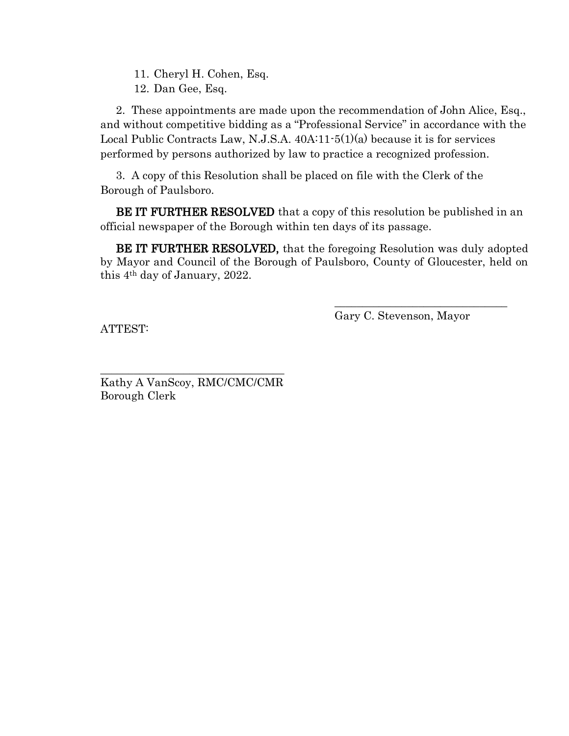11. Cheryl H. Cohen, Esq.
12. Dan Gee, Esq.

2. These appointments are made upon the recommendation of John Alice, Esq., and without competitive bidding as a "Professional Service" in accordance with the Local Public Contracts Law, N.J.S.A. 40A:11-5(1)(a) because it is for services performed by persons authorized by law to practice a recognized profession.

3. A copy of this Resolution shall be placed on file with the Clerk of the Borough of Paulsboro.

**BE IT FURTHER RESOLVED** that a copy of this resolution be published in an official newspaper of the Borough within ten days of its passage.

**BE IT FURTHER RESOLVED,** that the foregoing Resolution was duly adopted by Mayor and Council of the Borough of Paulsboro, County of Gloucester, held on this 4th day of January, 2022.

\_\_\_\_\_\_\_\_\_\_\_\_\_\_\_\_\_\_\_\_\_\_\_\_\_\_\_\_\_\_
Gary C. Stevenson, Mayor

ATTEST:

\_\_\_\_\_\_\_\_\_\_\_\_\_\_\_\_\_\_\_\_\_\_\_\_\_\_\_\_\_\_
Kathy A VanScoy, RMC/CMC/CMR
Borough Clerk